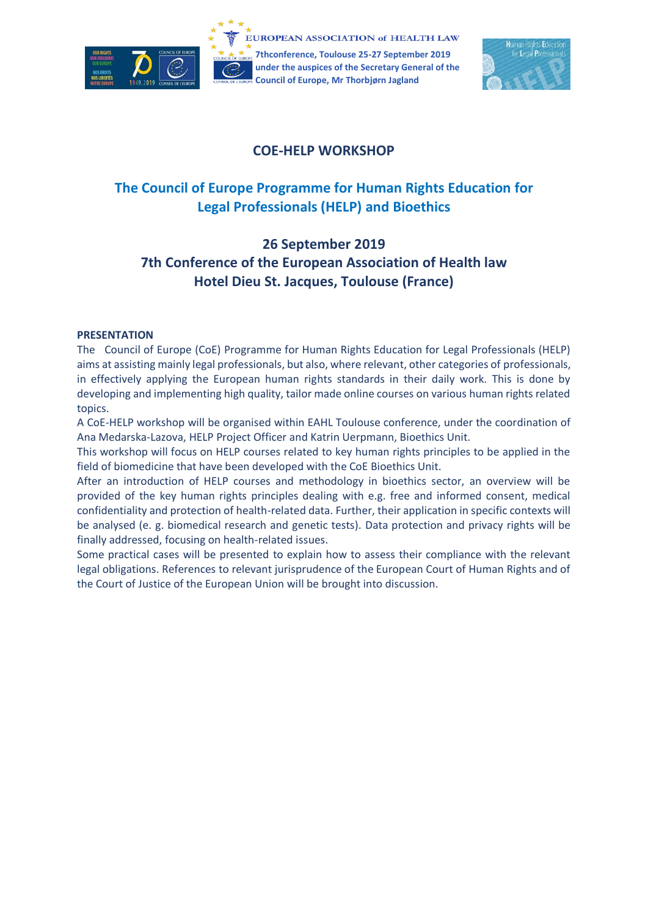EUROPEAN ASSOCIATION of HEALTH LAW

7thconference, Toulouse 25-27 September 2019 under the auspices of the Secretary General of the Council of Europe, Mr Thorbjørn Jagland

# COE-HELP WORKSHOP

## The Council of Europe Programme for Human Rights Education for Legal Professionals (HELP) and Bioethics

## 26 September 2019
## 7th Conference of the European Association of Health law
## Hotel Dieu St. Jacques, Toulouse (France)

**PRESENTATION**

The Council of Europe (CoE) Programme for Human Rights Education for Legal Professionals (HELP) aims at assisting mainly legal professionals, but also, where relevant, other categories of professionals, in effectively applying the European human rights standards in their daily work. This is done by developing and implementing high quality, tailor made online courses on various human rights related topics.

A CoE-HELP workshop will be organised within EAHL Toulouse conference, under the coordination of Ana Medarska-Lazova, HELP Project Officer and Katrin Uerpmann, Bioethics Unit.

This workshop will focus on HELP courses related to key human rights principles to be applied in the field of biomedicine that have been developed with the CoE Bioethics Unit.

After an introduction of HELP courses and methodology in bioethics sector, an overview will be provided of the key human rights principles dealing with e.g. free and informed consent, medical confidentiality and protection of health-related data. Further, their application in specific contexts will be analysed (e. g. biomedical research and genetic tests). Data protection and privacy rights will be finally addressed, focusing on health-related issues.

Some practical cases will be presented to explain how to assess their compliance with the relevant legal obligations. References to relevant jurisprudence of the European Court of Human Rights and of the Court of Justice of the European Union will be brought into discussion.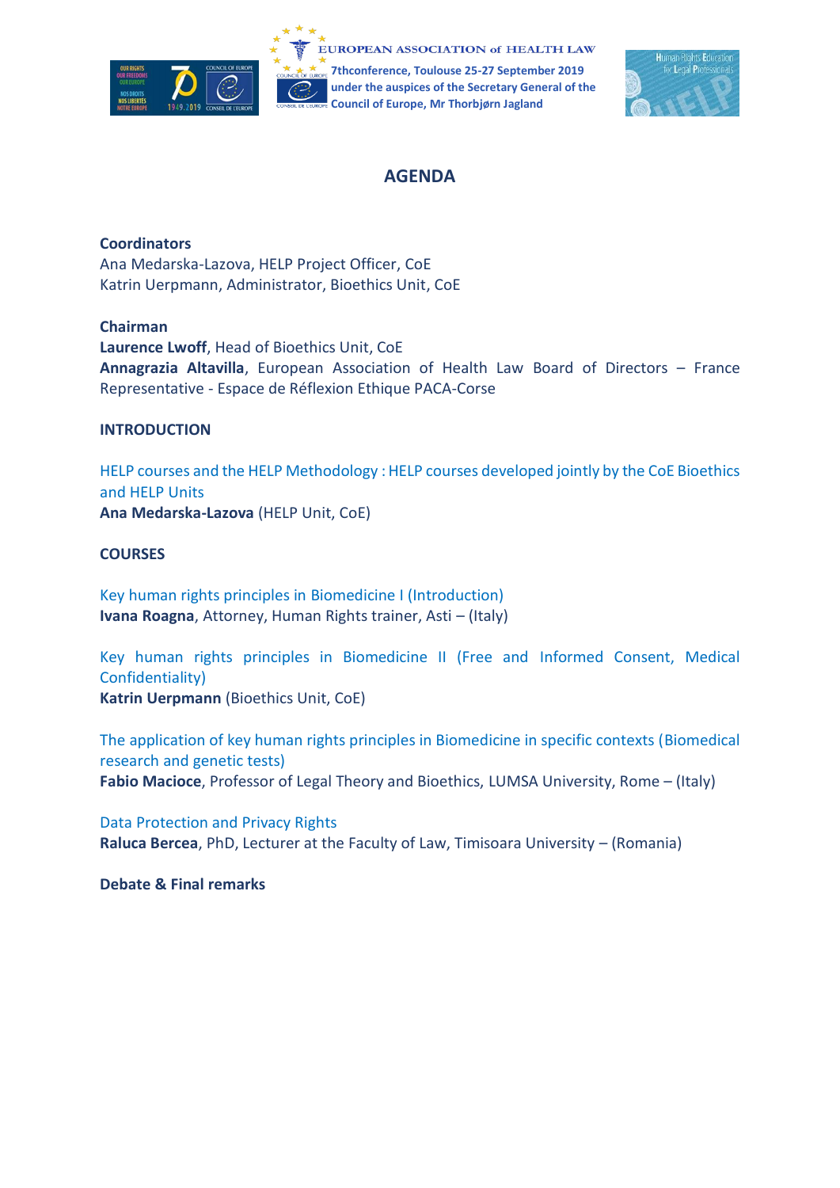EUROPEAN ASSOCIATION of HEALTH LAW

7thconference, Toulouse 25-27 September 2019
under the auspices of the Secretary General of the Council of Europe, Mr Thorbjørn Jagland

# AGENDA

**Coordinators**
Ana Medarska-Lazova, HELP Project Officer, CoE
Katrin Uerpmann, Administrator, Bioethics Unit, CoE

**Chairman**
**Laurence Lwoff**, Head of Bioethics Unit, CoE
**Annagrazia Altavilla**, European Association of Health Law Board of Directors – France Representative - Espace de Réflexion Ethique PACA-Corse

**INTRODUCTION**

HELP courses and the HELP Methodology : HELP courses developed jointly by the CoE Bioethics and HELP Units
**Ana Medarska-Lazova** (HELP Unit, CoE)

**COURSES**

Key human rights principles in Biomedicine I (Introduction)
**Ivana Roagna**, Attorney, Human Rights trainer, Asti – (Italy)

Key human rights principles in Biomedicine II (Free and Informed Consent, Medical Confidentiality)
**Katrin Uerpmann** (Bioethics Unit, CoE)

The application of key human rights principles in Biomedicine in specific contexts (Biomedical research and genetic tests)
**Fabio Macioce**, Professor of Legal Theory and Bioethics, LUMSA University, Rome – (Italy)

Data Protection and Privacy Rights
**Raluca Bercea**, PhD, Lecturer at the Faculty of Law, Timisoara University – (Romania)

**Debate & Final remarks**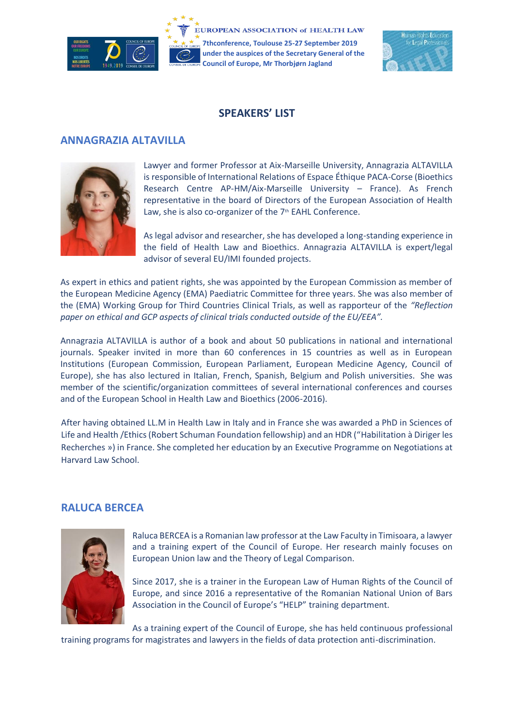## SPEAKERS' LIST

### ANNAGRAZIA ALTAVILLA

Lawyer and former Professor at Aix-Marseille University, Annagrazia ALTAVILLA is responsible of International Relations of Espace Éthique PACA-Corse (Bioethics Research Centre AP-HM/Aix-Marseille University – France). As French representative in the board of Directors of the European Association of Health Law, she is also co-organizer of the 7th EAHL Conference.

As legal advisor and researcher, she has developed a long-standing experience in the field of Health Law and Bioethics. Annagrazia ALTAVILLA is expert/legal advisor of several EU/IMI founded projects.

As expert in ethics and patient rights, she was appointed by the European Commission as member of the European Medicine Agency (EMA) Paediatric Committee for three years. She was also member of the (EMA) Working Group for Third Countries Clinical Trials, as well as rapporteur of the *"Reflection paper on ethical and GCP aspects of clinical trials conducted outside of the EU/EEA"*.

Annagrazia ALTAVILLA is author of a book and about 50 publications in national and international journals. Speaker invited in more than 60 conferences in 15 countries as well as in European Institutions (European Commission, European Parliament, European Medicine Agency, Council of Europe), she has also lectured in Italian, French, Spanish, Belgium and Polish universities. She was member of the scientific/organization committees of several international conferences and courses and of the European School in Health Law and Bioethics (2006-2016).

After having obtained LL.M in Health Law in Italy and in France she was awarded a PhD in Sciences of Life and Health /Ethics (Robert Schuman Foundation fellowship) and an HDR ("Habilitation à Diriger les Recherches ») in France. She completed her education by an Executive Programme on Negotiations at Harvard Law School.

### RALUCA BERCEA

Raluca BERCEA is a Romanian law professor at the Law Faculty in Timisoara, a lawyer and a training expert of the Council of Europe. Her research mainly focuses on European Union law and the Theory of Legal Comparison.

Since 2017, she is a trainer in the European Law of Human Rights of the Council of Europe, and since 2016 a representative of the Romanian National Union of Bars Association in the Council of Europe's "HELP" training department.

As a training expert of the Council of Europe, she has held continuous professional training programs for magistrates and lawyers in the fields of data protection anti-discrimination.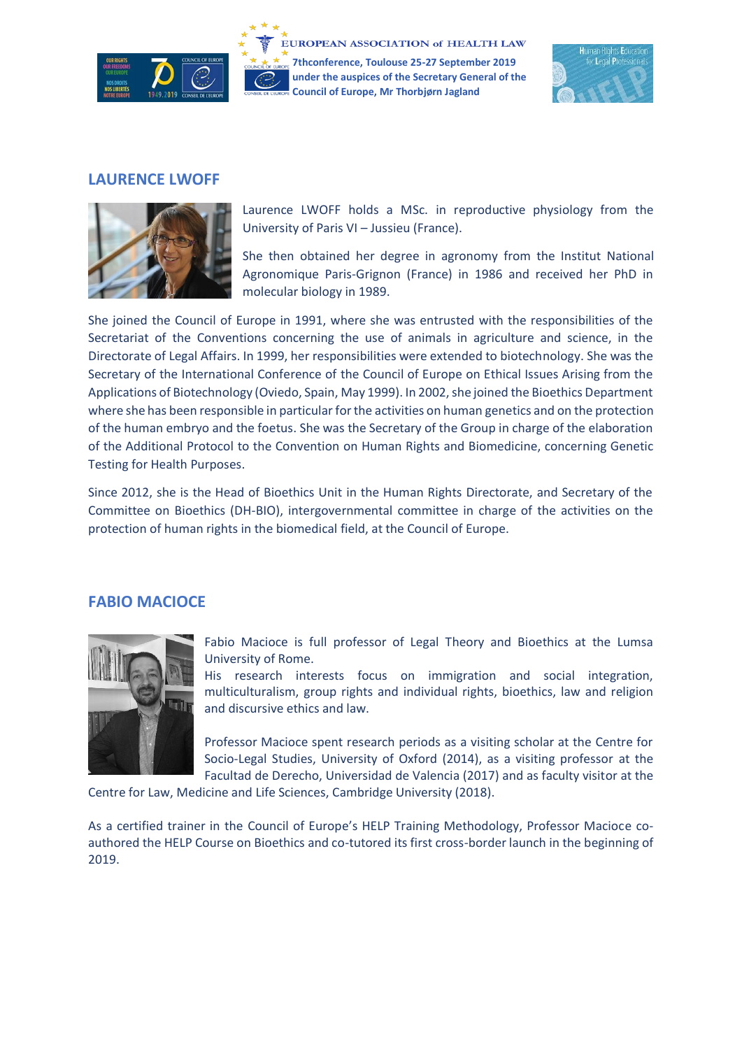## LAURENCE LWOFF

Laurence LWOFF holds a MSc. in reproductive physiology from the University of Paris VI – Jussieu (France).

She then obtained her degree in agronomy from the Institut National Agronomique Paris-Grignon (France) in 1986 and received her PhD in molecular biology in 1989.

She joined the Council of Europe in 1991, where she was entrusted with the responsibilities of the Secretariat of the Conventions concerning the use of animals in agriculture and science, in the Directorate of Legal Affairs. In 1999, her responsibilities were extended to biotechnology. She was the Secretary of the International Conference of the Council of Europe on Ethical Issues Arising from the Applications of Biotechnology (Oviedo, Spain, May 1999). In 2002, she joined the Bioethics Department where she has been responsible in particular for the activities on human genetics and on the protection of the human embryo and the foetus. She was the Secretary of the Group in charge of the elaboration of the Additional Protocol to the Convention on Human Rights and Biomedicine, concerning Genetic Testing for Health Purposes.

Since 2012, she is the Head of Bioethics Unit in the Human Rights Directorate, and Secretary of the Committee on Bioethics (DH-BIO), intergovernmental committee in charge of the activities on the protection of human rights in the biomedical field, at the Council of Europe.

## FABIO MACIOCE

Fabio Macioce is full professor of Legal Theory and Bioethics at the Lumsa University of Rome.
His research interests focus on immigration and social integration, multiculturalism, group rights and individual rights, bioethics, law and religion and discursive ethics and law.

Professor Macioce spent research periods as a visiting scholar at the Centre for Socio-Legal Studies, University of Oxford (2014), as a visiting professor at the Facultad de Derecho, Universidad de Valencia (2017) and as faculty visitor at the Centre for Law, Medicine and Life Sciences, Cambridge University (2018).

As a certified trainer in the Council of Europe's HELP Training Methodology, Professor Macioce co-authored the HELP Course on Bioethics and co-tutored its first cross-border launch in the beginning of 2019.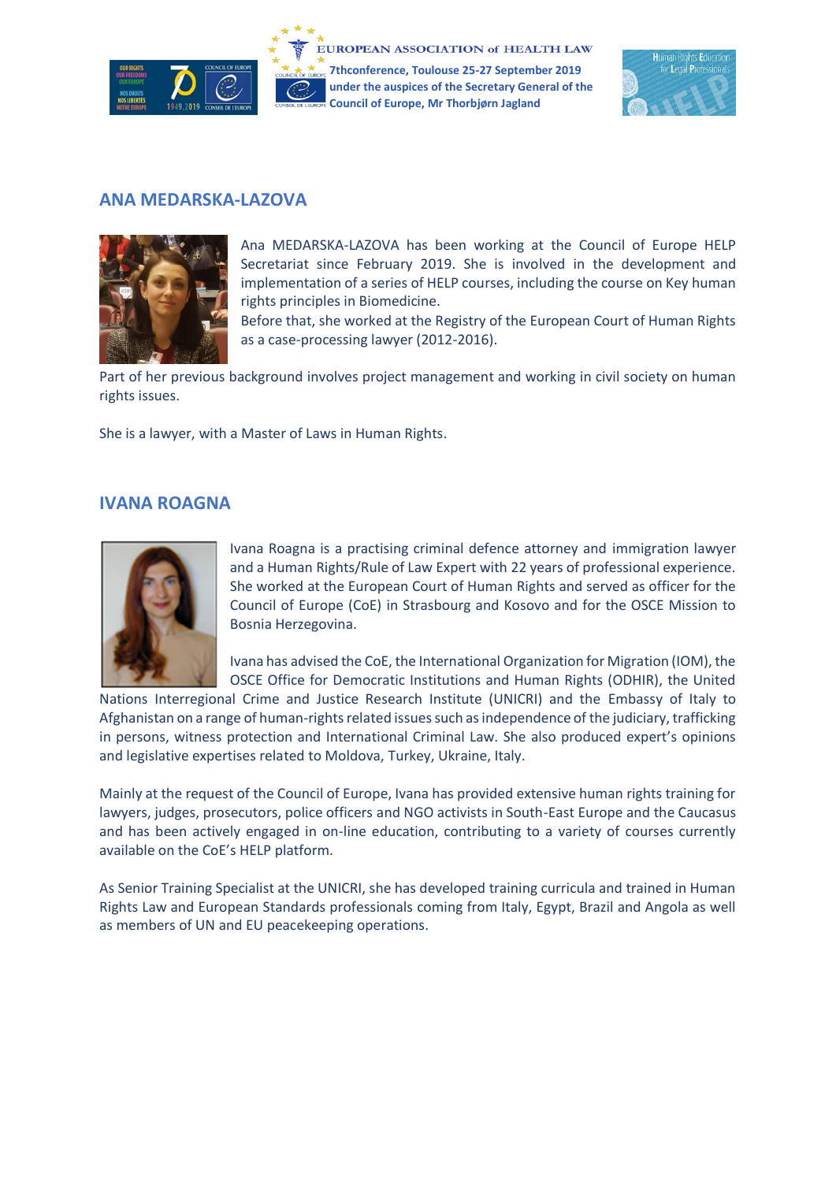## ANA MEDARSKA-LAZOVA

Ana MEDARSKA-LAZOVA has been working at the Council of Europe HELP Secretariat since February 2019. She is involved in the development and implementation of a series of HELP courses, including the course on Key human rights principles in Biomedicine.

Before that, she worked at the Registry of the European Court of Human Rights as a case-processing lawyer (2012-2016).

Part of her previous background involves project management and working in civil society on human rights issues.

She is a lawyer, with a Master of Laws in Human Rights.

## IVANA ROAGNA

Ivana Roagna is a practising criminal defence attorney and immigration lawyer and a Human Rights/Rule of Law Expert with 22 years of professional experience. She worked at the European Court of Human Rights and served as officer for the Council of Europe (CoE) in Strasbourg and Kosovo and for the OSCE Mission to Bosnia Herzegovina.

Ivana has advised the CoE, the International Organization for Migration (IOM), the OSCE Office for Democratic Institutions and Human Rights (ODHIR), the United Nations Interregional Crime and Justice Research Institute (UNICRI) and the Embassy of Italy to Afghanistan on a range of human-rights related issues such as independence of the judiciary, trafficking in persons, witness protection and International Criminal Law. She also produced expert's opinions and legislative expertises related to Moldova, Turkey, Ukraine, Italy.

Mainly at the request of the Council of Europe, Ivana has provided extensive human rights training for lawyers, judges, prosecutors, police officers and NGO activists in South-East Europe and the Caucasus and has been actively engaged in on-line education, contributing to a variety of courses currently available on the CoE's HELP platform.

As Senior Training Specialist at the UNICRI, she has developed training curricula and trained in Human Rights Law and European Standards professionals coming from Italy, Egypt, Brazil and Angola as well as members of UN and EU peacekeeping operations.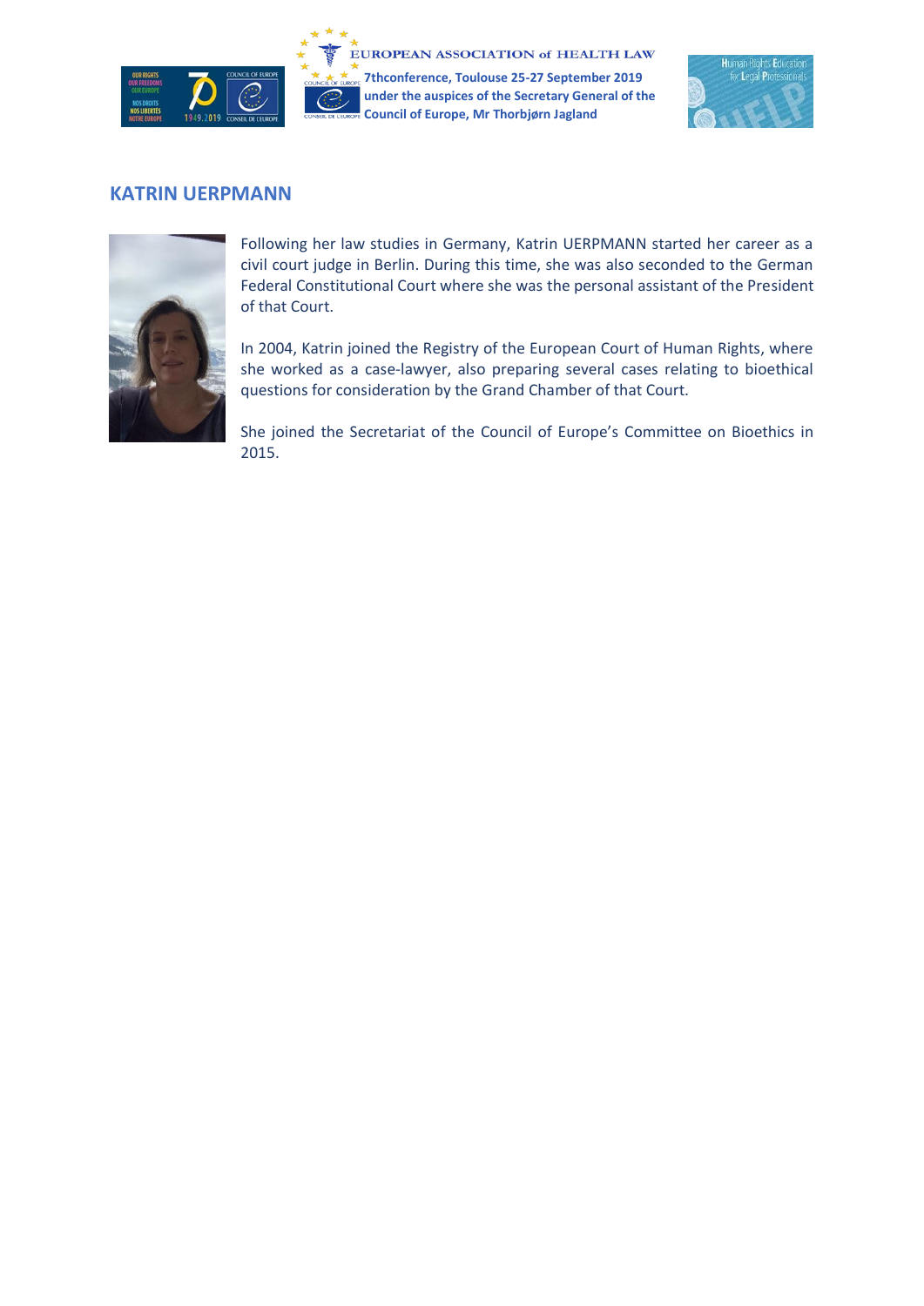## KATRIN UERPMANN

Following her law studies in Germany, Katrin UERPMANN started her career as a civil court judge in Berlin. During this time, she was also seconded to the German Federal Constitutional Court where she was the personal assistant of the President of that Court.

In 2004, Katrin joined the Registry of the European Court of Human Rights, where she worked as a case-lawyer, also preparing several cases relating to bioethical questions for consideration by the Grand Chamber of that Court.

She joined the Secretariat of the Council of Europe's Committee on Bioethics in 2015.